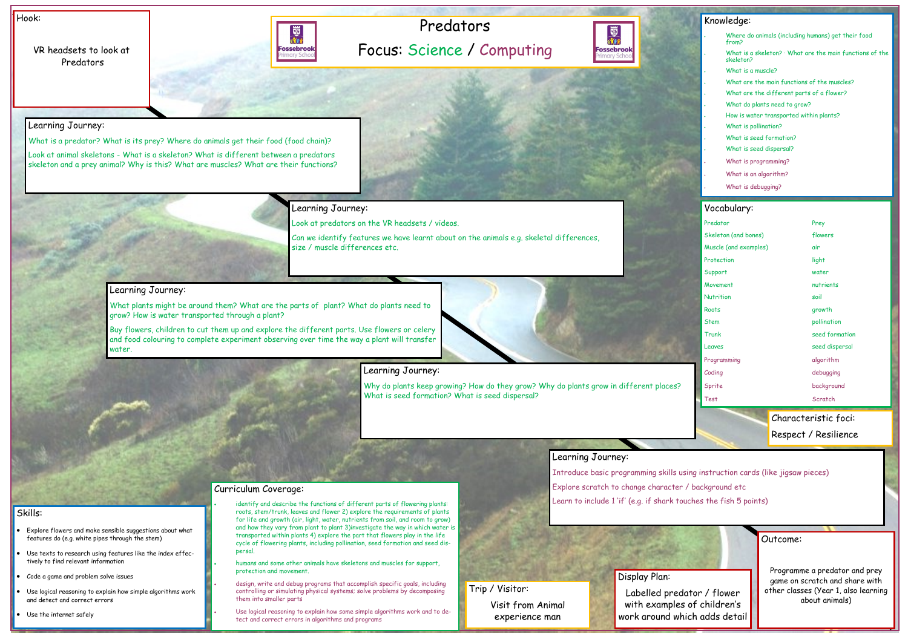# Predators

## Focus: Science / Computing

Fossebrook Primary School

### Hook:

VR headsets to look at Predators

### Learning Journey:

What is a predator? What is its prey? Where do animals get their food (food chain)?

Look at animal skeletons - What is a skeleton? What is different between a predators skeleton and a prey animal? Why is this? What are muscles? What are their functions?

### Learning Journey:

Look at predators on the VR headsets / videos.

Can we identify features we have learnt about on the animals e.g. skeletal differences, size / muscle differences etc.

### Learning Journey:

What plants might be around them? What are the parts of plant? What do plants need to grow? How is water transported through a plant?

Buy flowers, children to cut them up and explore the different parts. Use flowers or celery and food colouring to complete experiment observing over time the way a plant will transfer water.

### Learning Journey:

Why do plants keep growing? How do they grow? Why do plants grow in different places? What is seed formation? What is seed dispersal?

### Learning Journey:

Introduce basic programming skills using instruction cards (like jigsaw pieces)

Explore scratch to change character / background etc

Learn to include 1 'if' (e.g. if shark touches the fish 5 points)

### Knowledge:

- Where do animals (including humans) get their food from?
- What is a skeleton? · What are the main functions of the skeleton?
- What is a muscle?
- What are the main functions of the muscles?
- What are the different parts of a flower?
- What do plants need to grow?
- How is water transported within plants?
- What is pollination?
- What is seed formation?
- What is seed dispersal?
- What is programming?
- What is an algorithm?
- What is debugging?

### Vocabulary:

| | |
|---|---|
| Predator | Prey |
| Skeleton (and bones) | flowers |
| Muscle (and examples) | air |
| Protection | light |
| Support | water |
| Movement | nutrients |
| Nutrition | soil |
| Roots | growth |
| Stem | pollination |
| Trunk | seed formation |
| Leaves | seed dispersal |
| Programming | algorithm |
| Coding | debugging |
| Sprite | background |
| Test | Scratch |

### Characteristic foci:

Respect / Resilience

### Skills:

- Explore flowers and make sensible suggestions about what features do (e.g. white pipes through the stem)
- Use texts to research using features like the index effectively to find relevant information
- Code a game and problem solve issues
- Use logical reasoning to explain how simple algorithms work and detect and correct errors
- Use the internet safely

### Curriculum Coverage:

- identify and describe the functions of different parts of flowering plants: roots, stem/trunk, leaves and flower 2) explore the requirements of plants for life and growth (air, light, water, nutrients from soil, and room to grow) and how they vary from plant to plant 3)investigate the way in which water is transported within plants 4) explore the part that flowers play in the life cycle of flowering plants, including pollination, seed formation and seed dispersal.
- humans and some other animals have skeletons and muscles for support, protection and movement.
- design, write and debug programs that accomplish specific goals, including controlling or simulating physical systems; solve problems by decomposing them into smaller parts
- Use logical reasoning to explain how some simple algorithms work and to detect and correct errors in algorithms and programs

### Trip / Visitor:

Visit from Animal experience man

### Display Plan:

Labelled predator / flower with examples of children's work around which adds detail

### Outcome:

Programme a predator and prey game on scratch and share with other classes (Year 1, also learning about animals)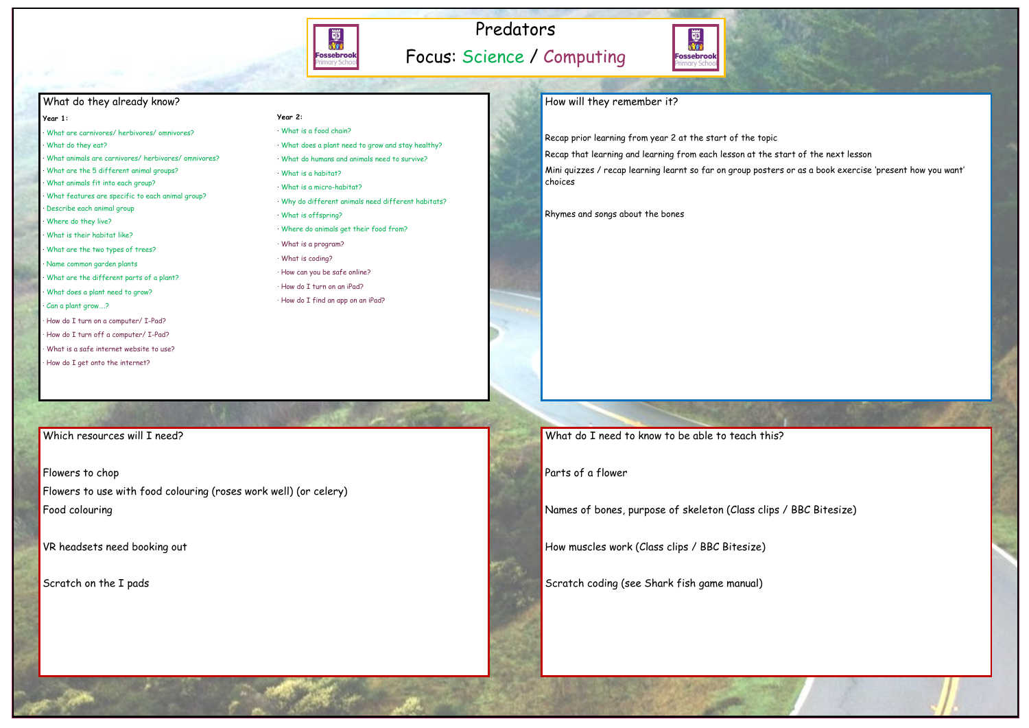# Predators

## Focus: Science / Computing

### What do they already know?

**Year 1:**

- What are carnivores/ herbivores/ omnivores?
- What do they eat?
- What animals are carnivores/ herbivores/ omnivores?
- What are the 5 different animal groups?
- What animals fit into each group?
- What features are specific to each animal group?
- Describe each animal group
- Where do they live?
- What is their habitat like?
- What are the two types of trees?
- Name common garden plants
- What are the different parts of a plant?
- What does a plant need to grow?
- Can a plant grow….?
- How do I turn on a computer/ I-Pad?
- How do I turn off a computer/ I-Pad?
- What is a safe internet website to use?
- How do I get onto the internet?

**Year 2:**

- What is a food chain?
- What does a plant need to grow and stay healthy?
- What do humans and animals need to survive?
- What is a habitat?
- What is a micro-habitat?
- Why do different animals need different habitats?
- What is offspring?
- Where do animals get their food from?
- What is a program?
- What is coding?
- How can you be safe online?
- How do I turn on an iPad?
- How do I find an app on an iPad?

### How will they remember it?

Recap prior learning from year 2 at the start of the topic

Recap that learning and learning from each lesson at the start of the next lesson

Mini quizzes / recap learning learnt so far on group posters or as a book exercise 'present how you want' choices

Rhymes and songs about the bones

### Which resources will I need?

Flowers to chop

Flowers to use with food colouring (roses work well) (or celery)

Food colouring

VR headsets need booking out

Scratch on the I pads

### What do I need to know to be able to teach this?

Parts of a flower

Names of bones, purpose of skeleton (Class clips / BBC Bitesize)

How muscles work (Class clips / BBC Bitesize)

Scratch coding (see Shark fish game manual)